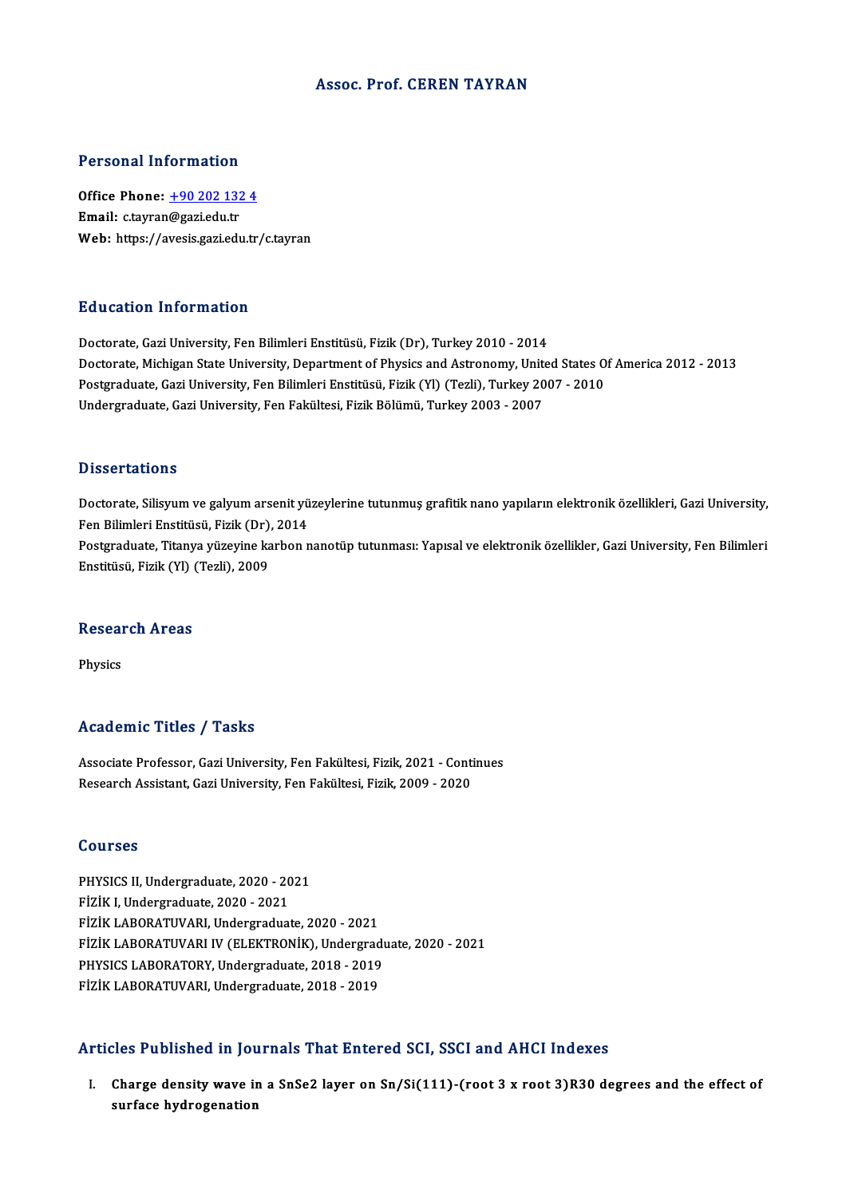# Assoc. Prof. CEREN TAYRAN

## Personal Information

**Office Phone:** +90 202 132 4
**Email:** c.tayran@gazi.edu.tr
**Web:** https://avesis.gazi.edu.tr/c.tayran

## Education Information

Doctorate, Gazi University, Fen Bilimleri Enstitüsü, Fizik (Dr), Turkey 2010 - 2014
Doctorate, Michigan State University, Department of Physics and Astronomy, United States Of America 2012 - 2013
Postgraduate, Gazi University, Fen Bilimleri Enstitüsü, Fizik (Yl) (Tezli), Turkey 2007 - 2010
Undergraduate, Gazi University, Fen Fakültesi, Fizik Bölümü, Turkey 2003 - 2007

## Dissertations

Doctorate, Silisyum ve galyum arsenit yüzeylerine tutunmuş grafitik nano yapıların elektronik özellikleri, Gazi University, Fen Bilimleri Enstitüsü, Fizik (Dr), 2014
Postgraduate, Titanya yüzeyine karbon nanotüp tutunması: Yapısal ve elektronik özellikler, Gazi University, Fen Bilimleri Enstitüsü, Fizik (Yl) (Tezli), 2009

## Research Areas

Physics

## Academic Titles / Tasks

Associate Professor, Gazi University, Fen Fakültesi, Fizik, 2021 - Continues
Research Assistant, Gazi University, Fen Fakültesi, Fizik, 2009 - 2020

## Courses

PHYSICS II, Undergraduate, 2020 - 2021
FİZİK I, Undergraduate, 2020 - 2021
FİZİK LABORATUVARI, Undergraduate, 2020 - 2021
FİZİK LABORATUVARI IV (ELEKTRONİK), Undergraduate, 2020 - 2021
PHYSICS LABORATORY, Undergraduate, 2018 - 2019
FİZİK LABORATUVARI, Undergraduate, 2018 - 2019

## Articles Published in Journals That Entered SCI, SSCI and AHCI Indexes

I. **Charge density wave in a SnSe2 layer on Sn/Si(111)-(root 3 x root 3)R30 degrees and the effect of surface hydrogenation**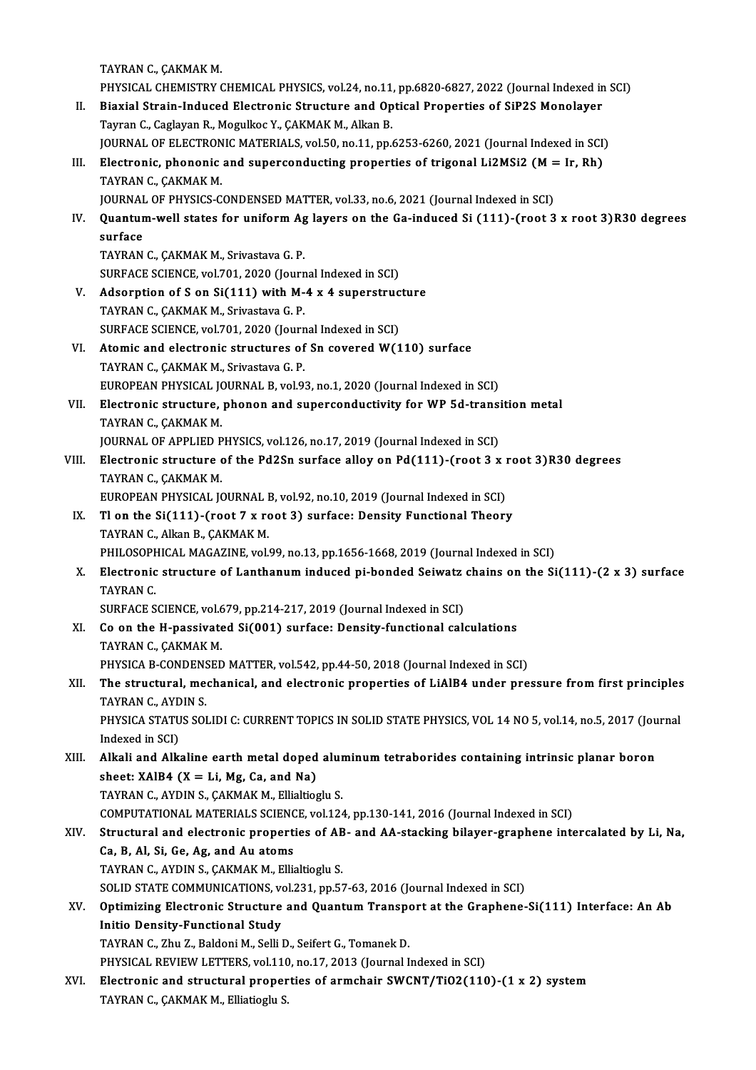TAYRAN C., ÇAKMAK M.
PHYSICAL CHEMISTRY CHEMICAL PHYSICS, vol.24, no.11, pp.6820-6827, 2022 (Journal Indexed in SCI)

II. **Biaxial Strain-Induced Electronic Structure and Optical Properties of SiP2S Monolayer**
Tayran C., Caglayan R., Mogulkoc Y., ÇAKMAK M., Alkan B.
JOURNAL OF ELECTRONIC MATERIALS, vol.50, no.11, pp.6253-6260, 2021 (Journal Indexed in SCI)

III. **Electronic, phononic and superconducting properties of trigonal Li2MSi2 (M = Ir, Rh)**
TAYRAN C., ÇAKMAK M.
JOURNAL OF PHYSICS-CONDENSED MATTER, vol.33, no.6, 2021 (Journal Indexed in SCI)

IV. **Quantum-well states for uniform Ag layers on the Ga-induced Si (111)-(root 3 x root 3)R30 degrees surface**
TAYRAN C., ÇAKMAK M., Srivastava G. P.
SURFACE SCIENCE, vol.701, 2020 (Journal Indexed in SCI)

V. **Adsorption of S on Si(111) with M-4 x 4 superstructure**
TAYRAN C., ÇAKMAK M., Srivastava G. P.
SURFACE SCIENCE, vol.701, 2020 (Journal Indexed in SCI)

VI. **Atomic and electronic structures of Sn covered W(110) surface**
TAYRAN C., ÇAKMAK M., Srivastava G. P.
EUROPEAN PHYSICAL JOURNAL B, vol.93, no.1, 2020 (Journal Indexed in SCI)

VII. **Electronic structure, phonon and superconductivity for WP 5d-transition metal**
TAYRAN C., ÇAKMAK M.
JOURNAL OF APPLIED PHYSICS, vol.126, no.17, 2019 (Journal Indexed in SCI)

VIII. **Electronic structure of the Pd2Sn surface alloy on Pd(111)-(root 3 x root 3)R30 degrees**
TAYRAN C., ÇAKMAK M.
EUROPEAN PHYSICAL JOURNAL B, vol.92, no.10, 2019 (Journal Indexed in SCI)

IX. **Tl on the Si(111)-(root 7 x root 3) surface: Density Functional Theory**
TAYRAN C., Alkan B., ÇAKMAK M.
PHILOSOPHICAL MAGAZINE, vol.99, no.13, pp.1656-1668, 2019 (Journal Indexed in SCI)

X. **Electronic structure of Lanthanum induced pi-bonded Seiwatz chains on the Si(111)-(2 x 3) surface**
TAYRAN C.
SURFACE SCIENCE, vol.679, pp.214-217, 2019 (Journal Indexed in SCI)

XI. **Co on the H-passivated Si(001) surface: Density-functional calculations**
TAYRAN C., ÇAKMAK M.
PHYSICA B-CONDENSED MATTER, vol.542, pp.44-50, 2018 (Journal Indexed in SCI)

XII. **The structural, mechanical, and electronic properties of LiAlB4 under pressure from first principles**
TAYRAN C., AYDIN S.
PHYSICA STATUS SOLIDI C: CURRENT TOPICS IN SOLID STATE PHYSICS, VOL 14 NO 5, vol.14, no.5, 2017 (Journal Indexed in SCI)

XIII. **Alkali and Alkaline earth metal doped aluminum tetraborides containing intrinsic planar boron sheet: XAlB4 (X = Li, Mg, Ca, and Na)**
TAYRAN C., AYDIN S., ÇAKMAK M., Ellialtioglu S.
COMPUTATIONAL MATERIALS SCIENCE, vol.124, pp.130-141, 2016 (Journal Indexed in SCI)

XIV. **Structural and electronic properties of AB- and AA-stacking bilayer-graphene intercalated by Li, Na, Ca, B, Al, Si, Ge, Ag, and Au atoms**
TAYRAN C., AYDIN S., ÇAKMAK M., Ellialtioglu S.
SOLID STATE COMMUNICATIONS, vol.231, pp.57-63, 2016 (Journal Indexed in SCI)

XV. **Optimizing Electronic Structure and Quantum Transport at the Graphene-Si(111) Interface: An Ab Initio Density-Functional Study**
TAYRAN C., Zhu Z., Baldoni M., Selli D., Seifert G., Tomanek D.
PHYSICAL REVIEW LETTERS, vol.110, no.17, 2013 (Journal Indexed in SCI)

XVI. **Electronic and structural properties of armchair SWCNT/TiO2(110)-(1 x 2) system**
TAYRAN C., ÇAKMAK M., Elliatioglu S.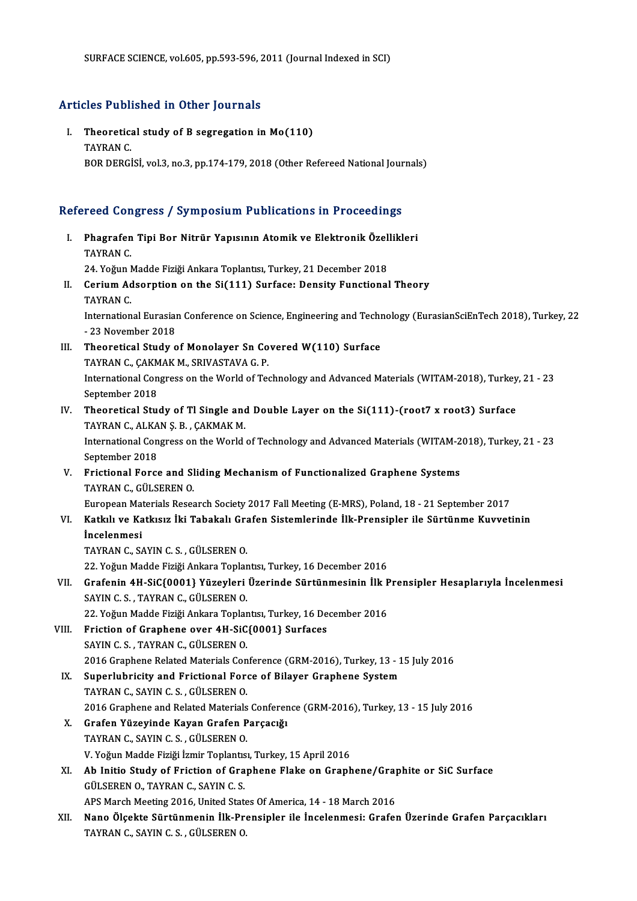SURFACE SCIENCE, vol.605, pp.593-596, 2011 (Journal Indexed in SCI)

## Articles Published in Other Journals

I. **Theoretical study of B segregation in Mo(110)**
   TAYRAN C.
   BOR DERGİSİ, vol.3, no.3, pp.174-179, 2018 (Other Refereed National Journals)

## Refereed Congress / Symposium Publications in Proceedings

I. **Phagrafen Tipi Bor Nitrür Yapısının Atomik ve Elektronik Özellikleri**
   TAYRAN C.
   24. Yoğun Madde Fiziği Ankara Toplantısı, Turkey, 21 December 2018

II. **Cerium Adsorption on the Si(111) Surface: Density Functional Theory**
   TAYRAN C.
   International Eurasian Conference on Science, Engineering and Technology (EurasianSciEnTech 2018), Turkey, 22 - 23 November 2018

III. **Theoretical Study of Monolayer Sn Covered W(110) Surface**
   TAYRAN C., ÇAKMAK M., SRIVASTAVA G. P.
   International Congress on the World of Technology and Advanced Materials (WITAM-2018), Turkey, 21 - 23 September 2018

IV. **Theoretical Study of Tl Single and Double Layer on the Si(111)-(root7 x root3) Surface**
   TAYRAN C., ALKAN Ş. B. , ÇAKMAK M.
   International Congress on the World of Technology and Advanced Materials (WITAM-2018), Turkey, 21 - 23 September 2018

V. **Frictional Force and Sliding Mechanism of Functionalized Graphene Systems**
   TAYRAN C., GÜLSEREN O.
   European Materials Research Society 2017 Fall Meeting (E-MRS), Poland, 18 - 21 September 2017

VI. **Katkılı ve Katkısız İki Tabakalı Grafen Sistemlerinde İlk-Prensipler ile Sürtünme Kuvvetinin İncelenmesi**
   TAYRAN C., SAYIN C. S. , GÜLSEREN O.
   22. Yoğun Madde Fiziği Ankara Toplantısı, Turkey, 16 December 2016

VII. **Grafenin 4H-SiC{0001} Yüzeyleri Üzerinde Sürtünmesinin İlk Prensipler Hesaplarıyla İncelenmesi**
   SAYIN C. S. , TAYRAN C., GÜLSEREN O.
   22. Yoğun Madde Fiziği Ankara Toplantısı, Turkey, 16 December 2016

VIII. **Friction of Graphene over 4H-SiC{0001} Surfaces**
   SAYIN C. S. , TAYRAN C., GÜLSEREN O.
   2016 Graphene Related Materials Conference (GRM-2016), Turkey, 13 - 15 July 2016

IX. **Superlubricity and Frictional Force of Bilayer Graphene System**
   TAYRAN C., SAYIN C. S. , GÜLSEREN O.
   2016 Graphene and Related Materials Conference (GRM-2016), Turkey, 13 - 15 July 2016

X. **Grafen Yüzeyinde Kayan Grafen Parçacığı**
   TAYRAN C., SAYIN C. S. , GÜLSEREN O.
   V. Yoğun Madde Fiziği İzmir Toplantısı, Turkey, 15 April 2016

XI. **Ab Initio Study of Friction of Graphene Flake on Graphene/Graphite or SiC Surface**
   GÜLSEREN O., TAYRAN C., SAYIN C. S.
   APS March Meeting 2016, United States Of America, 14 - 18 March 2016

XII. **Nano Ölçekte Sürtünmenin İlk-Prensipler ile İncelenmesi: Grafen Üzerinde Grafen Parçacıkları**
   TAYRAN C., SAYIN C. S. , GÜLSEREN O.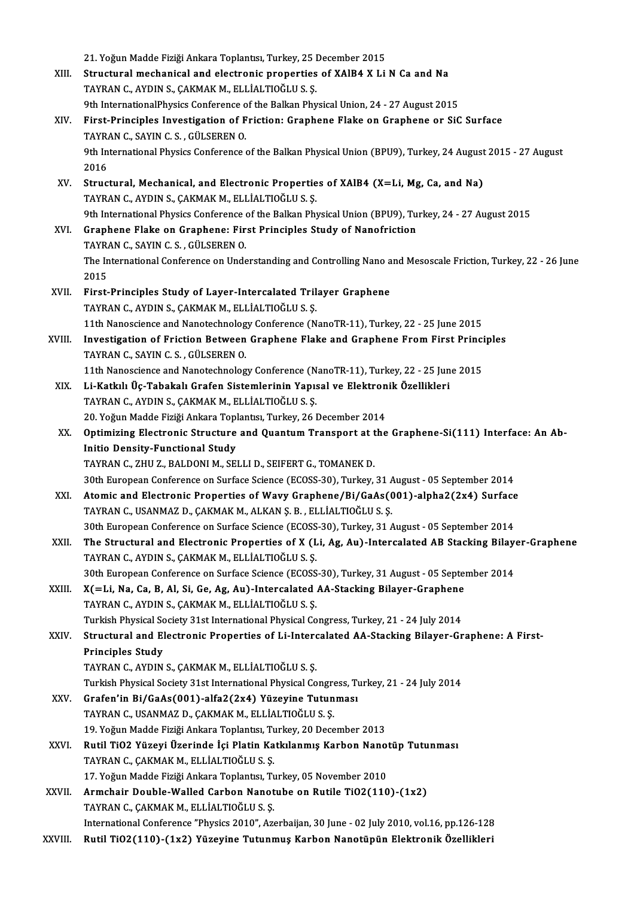21. Yoğun Madde Fiziği Ankara Toplantısı, Turkey, 25 December 2015

XIII. **Structural mechanical and electronic properties of XAlB4 X Li N Ca and Na**
TAYRAN C., AYDIN S., ÇAKMAK M., ELLİALTIOĞLU S. Ş.
9th InternationalPhysics Conference of the Balkan Physical Union, 24 - 27 August 2015

XIV. **First-Principles Investigation of Friction: Graphene Flake on Graphene or SiC Surface**
TAYRAN C., SAYIN C. S. , GÜLSEREN O.
9th International Physics Conference of the Balkan Physical Union (BPU9), Turkey, 24 August 2015 - 27 August 2016

XV. **Structural, Mechanical, and Electronic Properties of XAlB4 (X=Li, Mg, Ca, and Na)**
TAYRAN C., AYDIN S., ÇAKMAK M., ELLİALTIOĞLU S. Ş.
9th International Physics Conference of the Balkan Physical Union (BPU9), Turkey, 24 - 27 August 2015

XVI. **Graphene Flake on Graphene: First Principles Study of Nanofriction**
TAYRAN C., SAYIN C. S. , GÜLSEREN O.
The International Conference on Understanding and Controlling Nano and Mesoscale Friction, Turkey, 22 - 26 June 2015

XVII. **First-Principles Study of Layer-Intercalated Trilayer Graphene**
TAYRAN C., AYDIN S., ÇAKMAK M., ELLİALTIOĞLU S. Ş.
11th Nanoscience and Nanotechnology Conference (NanoTR-11), Turkey, 22 - 25 June 2015

XVIII. **Investigation of Friction Between Graphene Flake and Graphene From First Principles**
TAYRAN C., SAYIN C. S. , GÜLSEREN O.
11th Nanoscience and Nanotechnology Conference (NanoTR-11), Turkey, 22 - 25 June 2015

XIX. **Li-Katkılı Üç-Tabakalı Grafen Sistemlerinin Yapısal ve Elektronik Özellikleri**
TAYRAN C., AYDIN S., ÇAKMAK M., ELLİALTIOĞLU S. Ş.
20. Yoğun Madde Fiziği Ankara Toplantısı, Turkey, 26 December 2014

XX. **Optimizing Electronic Structure and Quantum Transport at the Graphene-Si(111) Interface: An Ab-Initio Density-Functional Study**
TAYRAN C., ZHU Z., BALDONI M., SELLI D., SEIFERT G., TOMANEK D.
30th European Conference on Surface Science (ECOSS-30), Turkey, 31 August - 05 September 2014

XXI. **Atomic and Electronic Properties of Wavy Graphene/Bi/GaAs(001)-alpha2(2x4) Surface**
TAYRAN C., USANMAZ D., ÇAKMAK M., ALKAN Ş. B. , ELLİALTIOĞLU S. Ş.
30th European Conference on Surface Science (ECOSS-30), Turkey, 31 August - 05 September 2014

XXII. **The Structural and Electronic Properties of X (Li, Ag, Au)-Intercalated AB Stacking Bilayer-Graphene**
TAYRAN C., AYDIN S., ÇAKMAK M., ELLİALTIOĞLU S. Ş.
30th European Conference on Surface Science (ECOSS-30), Turkey, 31 August - 05 September 2014

XXIII. **X(=Li, Na, Ca, B, Al, Si, Ge, Ag, Au)-Intercalated AA-Stacking Bilayer-Graphene**
TAYRAN C., AYDIN S., ÇAKMAK M., ELLİALTIOĞLU S. Ş.
Turkish Physical Society 31st International Physical Congress, Turkey, 21 - 24 July 2014

XXIV. **Structural and Electronic Properties of Li-Intercalated AA-Stacking Bilayer-Graphene: A First-Principles Study**
TAYRAN C., AYDIN S., ÇAKMAK M., ELLİALTIOĞLU S. Ş.
Turkish Physical Society 31st International Physical Congress, Turkey, 21 - 24 July 2014

XXV. **Grafen'in Bi/GaAs(001)-alfa2(2x4) Yüzeyine Tutunması**
TAYRAN C., USANMAZ D., ÇAKMAK M., ELLİALTIOĞLU S. Ş.
19. Yoğun Madde Fiziği Ankara Toplantısı, Turkey, 20 December 2013

XXVI. **Rutil TiO2 Yüzeyi Üzerinde İçi Platin Katkılanmış Karbon Nanotüp Tutunması**
TAYRAN C., ÇAKMAK M., ELLİALTIOĞLU S. Ş.
17. Yoğun Madde Fiziği Ankara Toplantısı, Turkey, 05 November 2010

XXVII. **Armchair Double-Walled Carbon Nanotube on Rutile TiO2(110)-(1x2)**
TAYRAN C., ÇAKMAK M., ELLİALTIOĞLU S. Ş.
International Conference "Physics 2010", Azerbaijan, 30 June - 02 July 2010, vol.16, pp.126-128

XXVIII. **Rutil TiO2(110)-(1x2) Yüzeyine Tutunmuş Karbon Nanotüpün Elektronik Özellikleri**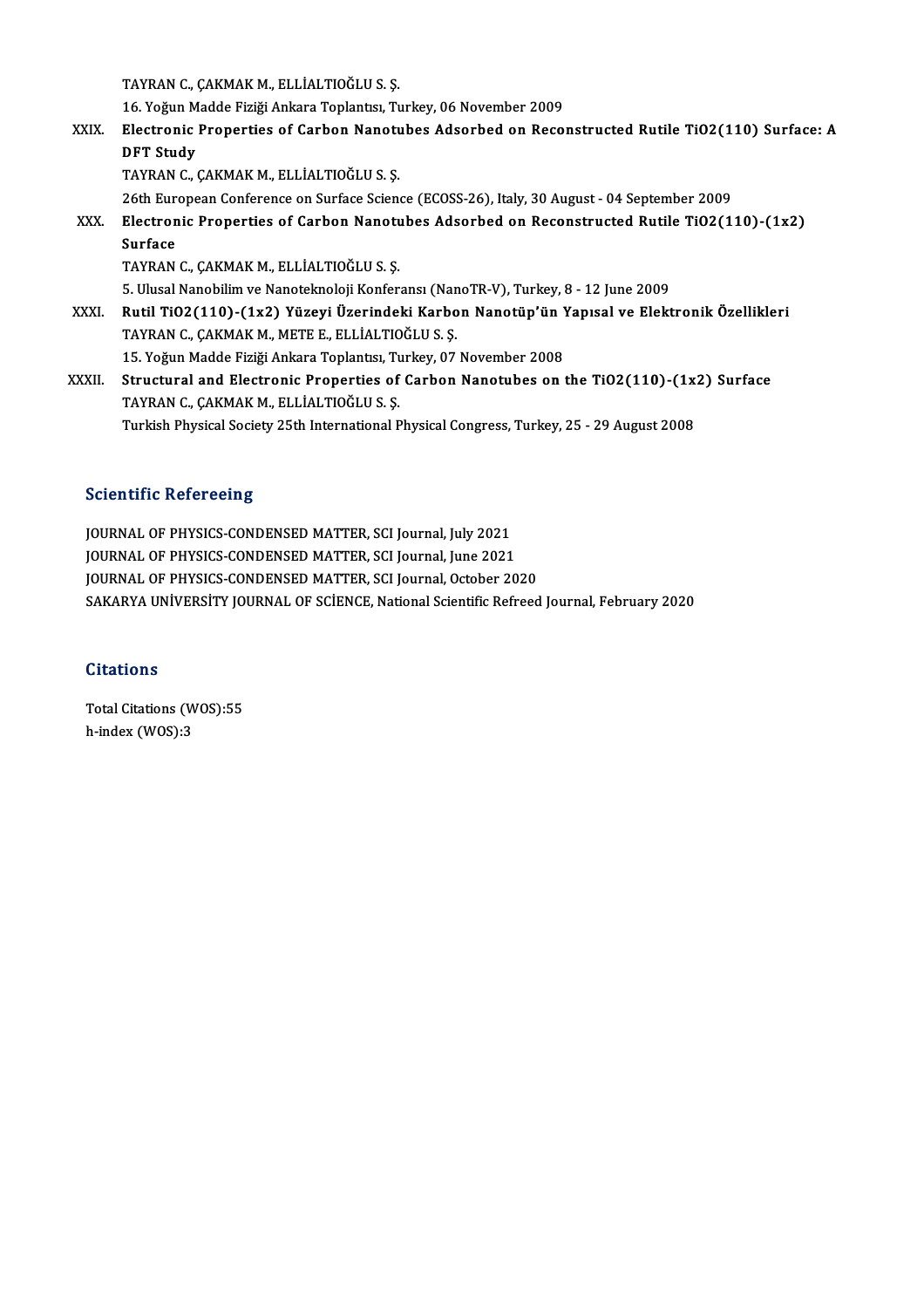TAYRAN C., ÇAKMAK M., ELLİALTIOĞLU S. Ş.
16. Yoğun Madde Fiziği Ankara Toplantısı, Turkey, 06 November 2009

XXIX. **Electronic Properties of Carbon Nanotubes Adsorbed on Reconstructed Rutile $TiO_2(110)$ Surface: A DFT Study**
TAYRAN C., ÇAKMAK M., ELLİALTIOĞLU S. Ş.
26th European Conference on Surface Science (ECOSS-26), Italy, 30 August - 04 September 2009

XXX. **Electronic Properties of Carbon Nanotubes Adsorbed on Reconstructed Rutile $TiO_2(110)$-(1x2) Surface**
TAYRAN C., ÇAKMAK M., ELLİALTIOĞLU S. Ş.
5. Ulusal Nanobilim ve Nanoteknoloji Konferansı (NanoTR-V), Turkey, 8 - 12 June 2009

XXXI. **Rutil $TiO_2(110)$-(1x2) Yüzeyi Üzerindeki Karbon Nanotüp'ün Yapısal ve Elektronik Özellikleri**
TAYRAN C., ÇAKMAK M., METE E., ELLİALTIOĞLU S. Ş.
15. Yoğun Madde Fiziği Ankara Toplantısı, Turkey, 07 November 2008

XXXII. **Structural and Electronic Properties of Carbon Nanotubes on the $TiO_2(110)$-(1x2) Surface**
TAYRAN C., ÇAKMAK M., ELLİALTIOĞLU S. Ş.
Turkish Physical Society 25th International Physical Congress, Turkey, 25 - 29 August 2008

## Scientific Refereeing

JOURNAL OF PHYSICS-CONDENSED MATTER, SCI Journal, July 2021
JOURNAL OF PHYSICS-CONDENSED MATTER, SCI Journal, June 2021
JOURNAL OF PHYSICS-CONDENSED MATTER, SCI Journal, October 2020
SAKARYA UNİVERSİTY JOURNAL OF SCİENCE, National Scientific Refreed Journal, February 2020

## Citations

Total Citations (WOS):55
h-index (WOS):3